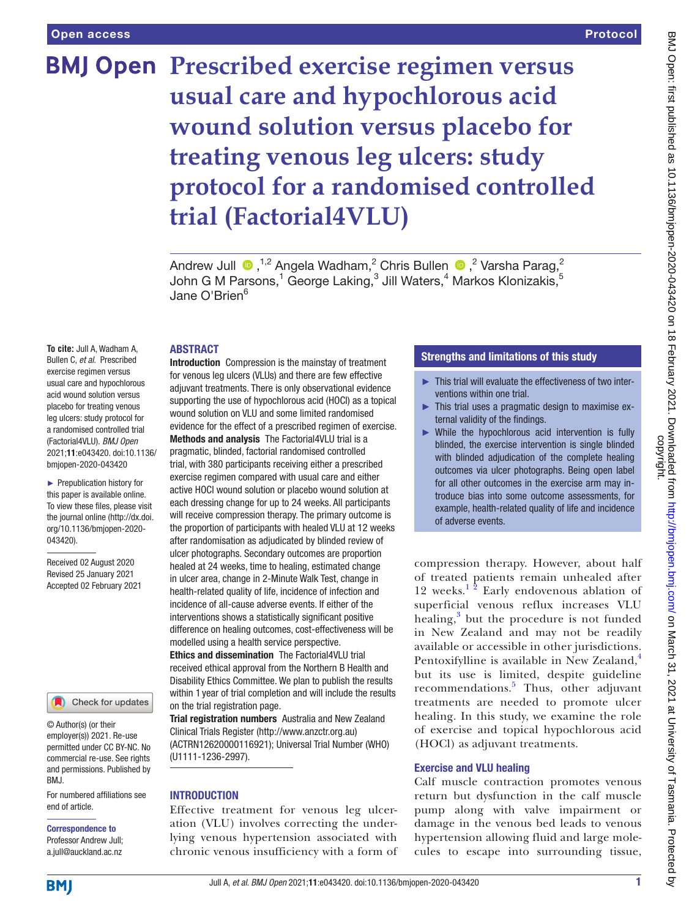Open access

Protocol

# Prescribed exercise regimen versus usual care and hypochlorous acid wound solution versus placebo for treating venous leg ulcers: study protocol for a randomised controlled trial (Factorial4VLU)

Andrew Jull ,[1,2] Angela Wadham,[2] Chris Bullen ,[2] Varsha Parag,[2] John G M Parsons,[1] George Laking,[3] Jill Waters,[4] Markos Klonizakis,[5] Jane O'Brien[6]

**To cite:** Jull A, Wadham A, Bullen C, *et al*. Prescribed exercise regimen versus usual care and hypochlorous acid wound solution versus placebo for treating venous leg ulcers: study protocol for a randomised controlled trial (Factorial4VLU). *BMJ Open* 2021;**11**:e043420. doi:10.1136/bmjopen-2020-043420

► Prepublication history for this paper is available online. To view these files, please visit the journal online (http://dx.doi.org/10.1136/bmjopen-2020-043420).

Received 02 August 2020
Revised 25 January 2021
Accepted 02 February 2021

© Author(s) (or their employer(s)) 2021. Re-use permitted under CC BY-NC. No commercial re-use. See rights and permissions. Published by BMJ.

For numbered affiliations see end of article.

**Correspondence to**
Professor Andrew Jull;
a.jull@auckland.ac.nz

## ABSTRACT

**Introduction** Compression is the mainstay of treatment for venous leg ulcers (VLUs) and there are few effective adjuvant treatments. There is only observational evidence supporting the use of hypochlorous acid (HOCl) as a topical wound solution on VLU and some limited randomised evidence for the effect of a prescribed regimen of exercise.
**Methods and analysis** The Factorial4VLU trial is a pragmatic, blinded, factorial randomised controlled trial, with 380 participants receiving either a prescribed exercise regimen compared with usual care and either active HOCl wound solution or placebo wound solution at each dressing change for up to 24 weeks. All participants will receive compression therapy. The primary outcome is the proportion of participants with healed VLU at 12 weeks after randomisation as adjudicated by blinded review of ulcer photographs. Secondary outcomes are proportion healed at 24 weeks, time to healing, estimated change in ulcer area, change in 2-Minute Walk Test, change in health-related quality of life, incidence of infection and incidence of all-cause adverse events. If either of the interventions shows a statistically significant positive difference on healing outcomes, cost-effectiveness will be modelled using a health service perspective.
**Ethics and dissemination** The Factorial4VLU trial received ethical approval from the Northern B Health and Disability Ethics Committee. We plan to publish the results within 1 year of trial completion and will include the results on the trial registration page.
**Trial registration numbers** Australia and New Zealand Clinical Trials Register (http://www.anzctr.org.au) (ACTRN12620000116921); Universal Trial Number (WHO) (U1111-1236-2997).

### Strengths and limitations of this study

- ► This trial will evaluate the effectiveness of two interventions within one trial.
- ► This trial uses a pragmatic design to maximise external validity of the findings.
- ► While the hypochlorous acid intervention is fully blinded, the exercise intervention is single blinded with blinded adjudication of the complete healing outcomes via ulcer photographs. Being open label for all other outcomes in the exercise arm may introduce bias into some outcome assessments, for example, health-related quality of life and incidence of adverse events.

## INTRODUCTION

Effective treatment for venous leg ulceration (VLU) involves correcting the underlying venous hypertension associated with chronic venous insufficiency with a form of compression therapy. However, about half of treated patients remain unhealed after 12 weeks.[1 2] Early endovenous ablation of superficial venous reflux increases VLU healing,[3] but the procedure is not funded in New Zealand and may not be readily available or accessible in other jurisdictions. Pentoxifylline is available in New Zealand,[4] but its use is limited, despite guideline recommendations.[5] Thus, other adjuvant treatments are needed to promote ulcer healing. In this study, we examine the role of exercise and topical hypochlorous acid (HOCl) as adjuvant treatments.

### Exercise and VLU healing

Calf muscle contraction promotes venous return but dysfunction in the calf muscle pump along with valve impairment or damage in the venous bed leads to venous hypertension allowing fluid and large molecules to escape into surrounding tissue,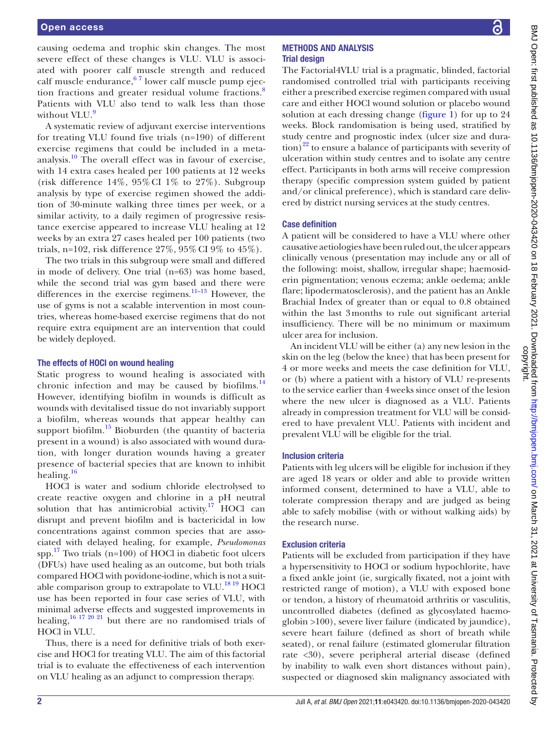causing oedema and trophic skin changes. The most severe effect of these changes is VLU. VLU is associated with poorer calf muscle strength and reduced calf muscle endurance,[6 7] lower calf muscle pump ejection fractions and greater residual volume fractions.[8] Patients with VLU also tend to walk less than those without VLU.[9]

A systematic review of adjuvant exercise interventions for treating VLU found five trials (n=190) of different exercise regimens that could be included in a meta-analysis.[10] The overall effect was in favour of exercise, with 14 extra cases healed per 100 patients at 12 weeks (risk difference 14%, 95% CI 1% to 27%). Subgroup analysis by type of exercise regimen showed the addition of 30-minute walking three times per week, or a similar activity, to a daily regimen of progressive resistance exercise appeared to increase VLU healing at 12 weeks by an extra 27 cases healed per 100 patients (two trials, n=102, risk difference 27%, 95% CI 9% to 45%).

The two trials in this subgroup were small and differed in mode of delivery. One trial (n=63) was home based, while the second trial was gym based and there were differences in the exercise regimens.[11–13] However, the use of gyms is not a scalable intervention in most countries, whereas home-based exercise regimens that do not require extra equipment are an intervention that could be widely deployed.

### The effects of HOCl on wound healing

Static progress to wound healing is associated with chronic infection and may be caused by biofilms.[14] However, identifying biofilm in wounds is difficult as wounds with devitalised tissue do not invariably support a biofilm, whereas wounds that appear healthy can support biofilm.[15] Bioburden (the quantity of bacteria present in a wound) is also associated with wound duration, with longer duration wounds having a greater presence of bacterial species that are known to inhibit healing.[16]

HOCl is water and sodium chloride electrolysed to create reactive oxygen and chlorine in a pH neutral solution that has antimicrobial activity.[17] HOCl can disrupt and prevent biofilm and is bactericidal in low concentrations against common species that are associated with delayed healing, for example, *Pseudomonas* spp.[17] Two trials (n=100) of HOCl in diabetic foot ulcers (DFUs) have used healing as an outcome, but both trials compared HOCl with povidone-iodine, which is not a suitable comparison group to extrapolate to VLU.[18 19] HOCl use has been reported in four case series of VLU, with minimal adverse effects and suggested improvements in healing,[16 17 20 21] but there are no randomised trials of HOCl in VLU.

Thus, there is a need for definitive trials of both exercise and HOCl for treating VLU. The aim of this factorial trial is to evaluate the effectiveness of each intervention on VLU healing as an adjunct to compression therapy.

## METHODS AND ANALYSIS

### Trial design

The Factorial4VLU trial is a pragmatic, blinded, factorial randomised controlled trial with participants receiving either a prescribed exercise regimen compared with usual care and either HOCl wound solution or placebo wound solution at each dressing change (figure 1) for up to 24 weeks. Block randomisation is being used, stratified by study centre and prognostic index (ulcer size and duration)[22] to ensure a balance of participants with severity of ulceration within study centres and to isolate any centre effect. Participants in both arms will receive compression therapy (specific compression system guided by patient and/or clinical preference), which is standard care delivered by district nursing services at the study centres.

### Case definition

A patient will be considered to have a VLU where other causative aetiologies have been ruled out, the ulcer appears clinically venous (presentation may include any or all of the following: moist, shallow, irregular shape; haemosiderin pigmentation; venous eczema; ankle oedema; ankle flare; lipodermatosclerosis), and the patient has an Ankle Brachial Index of greater than or equal to 0.8 obtained within the last 3 months to rule out significant arterial insufficiency. There will be no minimum or maximum ulcer area for inclusion.

An incident VLU will be either (a) any new lesion in the skin on the leg (below the knee) that has been present for 4 or more weeks and meets the case definition for VLU, or (b) where a patient with a history of VLU re-presents to the service earlier than 4 weeks since onset of the lesion where the new ulcer is diagnosed as a VLU. Patients already in compression treatment for VLU will be considered to have prevalent VLU. Patients with incident and prevalent VLU will be eligible for the trial.

### Inclusion criteria

Patients with leg ulcers will be eligible for inclusion if they are aged 18 years or older and able to provide written informed consent, determined to have a VLU, able to tolerate compression therapy and are judged as being able to safely mobilise (with or without walking aids) by the research nurse.

### Exclusion criteria

Patients will be excluded from participation if they have a hypersensitivity to HOCl or sodium hypochlorite, have a fixed ankle joint (ie, surgically fixated, not a joint with restricted range of motion), a VLU with exposed bone or tendon, a history of rheumatoid arthritis or vasculitis, uncontrolled diabetes (defined as glycosylated haemoglobin >100), severe liver failure (indicated by jaundice), severe heart failure (defined as short of breath while seated), or renal failure (estimated glomerular filtration rate <30), severe peripheral arterial disease (defined by inability to walk even short distances without pain), suspected or diagnosed skin malignancy associated with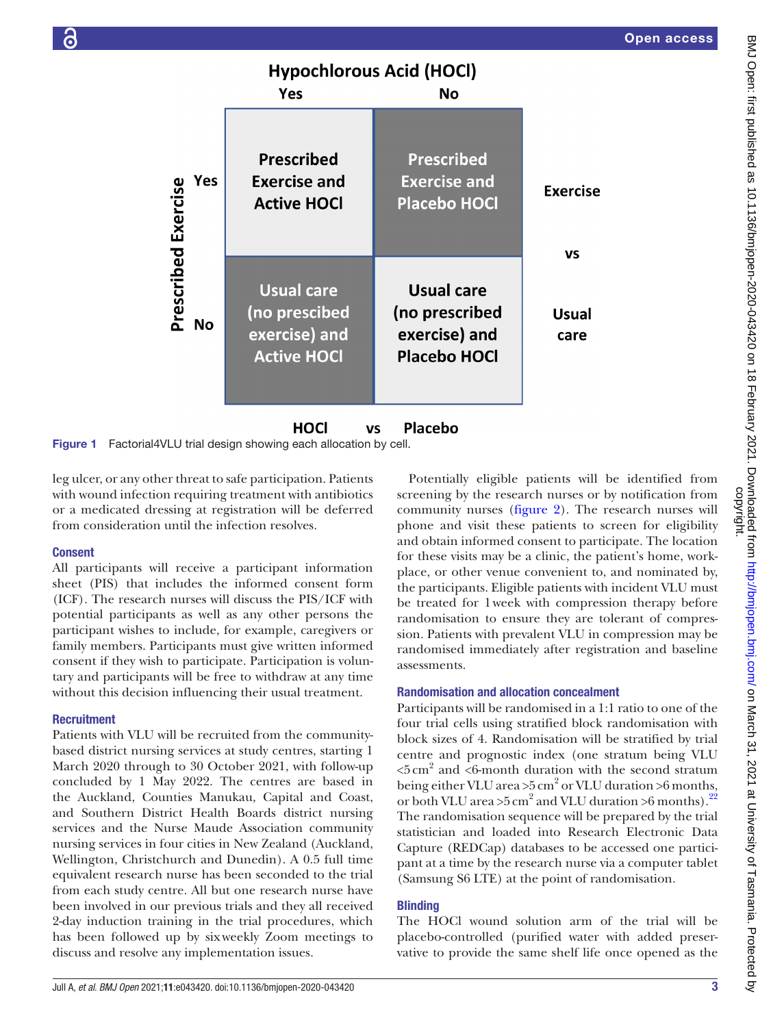| | Hypochlorous Acid (HOCl) Yes | Hypochlorous Acid (HOCl) No | |
|---|---|---|---|
| **Prescribed Exercise Yes** | Prescribed Exercise and Active HOCl | Prescribed Exercise and Placebo HOCl | Exercise |
| | | | vs |
| **Prescribed Exercise No** | Usual care (no prescibed exercise) and Active HOCl | Usual care (no prescribed exercise) and Placebo HOCl | Usual care |
| | HOCl | vs Placebo | |

**Figure 1** Factorial4VLU trial design showing each allocation by cell.

leg ulcer, or any other threat to safe participation. Patients with wound infection requiring treatment with antibiotics or a medicated dressing at registration will be deferred from consideration until the infection resolves.

### Consent

All participants will receive a participant information sheet (PIS) that includes the informed consent form (ICF). The research nurses will discuss the PIS/ICF with potential participants as well as any other persons the participant wishes to include, for example, caregivers or family members. Participants must give written informed consent if they wish to participate. Participation is voluntary and participants will be free to withdraw at any time without this decision influencing their usual treatment.

### Recruitment

Patients with VLU will be recruited from the community-based district nursing services at study centres, starting 1 March 2020 through to 30 October 2021, with follow-up concluded by 1 May 2022. The centres are based in the Auckland, Counties Manukau, Capital and Coast, and Southern District Health Boards district nursing services and the Nurse Maude Association community nursing services in four cities in New Zealand (Auckland, Wellington, Christchurch and Dunedin). A 0.5 full time equivalent research nurse has been seconded to the trial from each study centre. All but one research nurse have been involved in our previous trials and they all received 2-day induction training in the trial procedures, which has been followed up by sixweekly Zoom meetings to discuss and resolve any implementation issues.

Potentially eligible patients will be identified from screening by the research nurses or by notification from community nurses (figure 2). The research nurses will phone and visit these patients to screen for eligibility and obtain informed consent to participate. The location for these visits may be a clinic, the patient's home, workplace, or other venue convenient to, and nominated by, the participants. Eligible patients with incident VLU must be treated for 1 week with compression therapy before randomisation to ensure they are tolerant of compression. Patients with prevalent VLU in compression may be randomised immediately after registration and baseline assessments.

### Randomisation and allocation concealment

Participants will be randomised in a 1:1 ratio to one of the four trial cells using stratified block randomisation with block sizes of 4. Randomisation will be stratified by trial centre and prognostic index (one stratum being VLU $<5\,cm^2$ and <6-month duration with the second stratum being either VLU area $>5\,cm^2$ or VLU duration >6 months, or both VLU area $>5\,cm^2$ and VLU duration >6 months).[22] The randomisation sequence will be prepared by the trial statistician and loaded into Research Electronic Data Capture (REDCap) databases to be accessed one participant at a time by the research nurse via a computer tablet (Samsung S6 LTE) at the point of randomisation.

### Blinding

The HOCl wound solution arm of the trial will be placebo-controlled (purified water with added preservative to provide the same shelf life once opened as the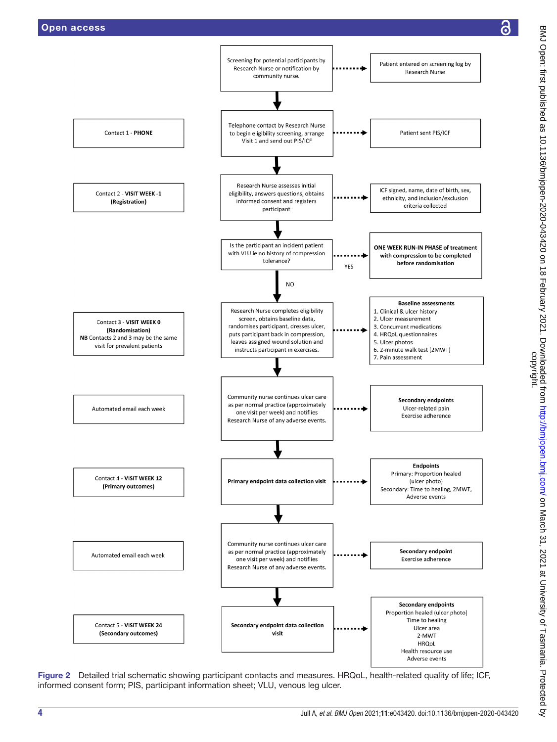Screening for potential participants by Research Nurse or notification by community nurse. → Patient entered on screening log by Research Nurse

**Contact 1 - PHONE**

Telephone contact by Research Nurse to begin eligibility screening, arrange Visit 1 and send out PIS/ICF → Patient sent PIS/ICF

**Contact 2 - VISIT WEEK -1 (Registration)**

Research Nurse assesses initial eligibility, answers questions, obtains informed consent and registers participant → ICF signed, name, date of birth, sex, ethnicity, and inclusion/exclusion criteria collected

Is the participant an incident patient with VLU ie no history of compression tolerance? → YES → **ONE WEEK RUN-IN PHASE of treatment with compression to be completed before randomisation**

NO ↓

**Contact 3 - VISIT WEEK 0 (Randomisation)**
**NB** Contacts 2 and 3 may be the same visit for prevalent patients

Research Nurse completes eligibility screen, obtains baseline data, randomises participant, dresses ulcer, puts participant back in compression, leaves assigned wound solution and instructs participant in exercises. →

**Baseline assessments**
1. Clinical & ulcer history
2. Ulcer measurement
3. Concurrent medications
4. HRQoL questionnaires
5. Ulcer photos
6. 2-minute walk test (2MWT)
7. Pain assessment

Automated email each week

Community nurse continues ulcer care as per normal practice (approximately one visit per week) and notifies Research Nurse of any adverse events. → **Secondary endpoints** Ulcer-related pain, Exercise adherence

**Contact 4 - VISIT WEEK 12 (Primary outcomes)**

**Primary endpoint data collection visit** →

**Endpoints**
Primary: Proportion healed (ulcer photo)
Secondary: Time to healing, 2MWT, Adverse events

Automated email each week

Community nurse continues ulcer care as per normal practice (approximately one visit per week) and notifies Research Nurse of any adverse events. → **Secondary endpoint** Exercise adherence

**Contact 5 - VISIT WEEK 24 (Secondary outcomes)**

**Secondary endpoint data collection visit** →

**Secondary endpoints**
Proportion healed (ulcer photo)
Time to healing
Ulcer area
2-MWT
HRQoL
Health resource use
Adverse events

**Figure 2** Detailed trial schematic showing participant contacts and measures. HRQoL, health-related quality of life; ICF, informed consent form; PIS, participant information sheet; VLU, venous leg ulcer.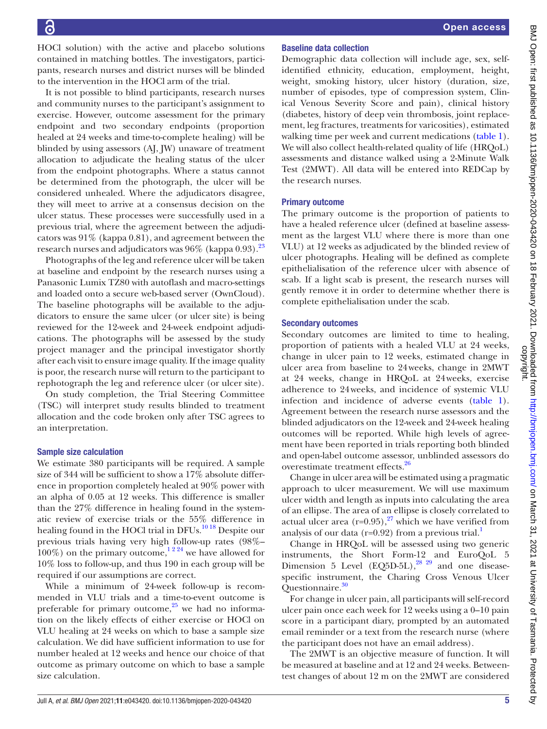HOCl solution) with the active and placebo solutions contained in matching bottles. The investigators, participants, research nurses and district nurses will be blinded to the intervention in the HOCl arm of the trial.

It is not possible to blind participants, research nurses and community nurses to the participant's assignment to exercise. However, outcome assessment for the primary endpoint and two secondary endpoints (proportion healed at 24 weeks and time-to-complete healing) will be blinded by using assessors (AJ, JW) unaware of treatment allocation to adjudicate the healing status of the ulcer from the endpoint photographs. Where a status cannot be determined from the photograph, the ulcer will be considered unhealed. Where the adjudicators disagree, they will meet to arrive at a consensus decision on the ulcer status. These processes were successfully used in a previous trial, where the agreement between the adjudicators was 91% (kappa 0.81), and agreement between the research nurses and adjudicators was 96% (kappa 0.93).[23]

Photographs of the leg and reference ulcer will be taken at baseline and endpoint by the research nurses using a Panasonic Lumix TZ80 with autoflash and macro-settings and loaded onto a secure web-based server (OwnCloud). The baseline photographs will be available to the adjudicators to ensure the same ulcer (or ulcer site) is being reviewed for the 12-week and 24-week endpoint adjudications. The photographs will be assessed by the study project manager and the principal investigator shortly after each visit to ensure image quality. If the image quality is poor, the research nurse will return to the participant to rephotograph the leg and reference ulcer (or ulcer site).

On study completion, the Trial Steering Committee (TSC) will interpret study results blinded to treatment allocation and the code broken only after TSC agrees to an interpretation.

### Sample size calculation

We estimate 380 participants will be required. A sample size of 344 will be sufficient to show a 17% absolute difference in proportion completely healed at 90% power with an alpha of 0.05 at 12 weeks. This difference is smaller than the 27% difference in healing found in the systematic review of exercise trials or the 55% difference in healing found in the HOCl trial in DFUs.[10,18] Despite our previous trials having very high follow-up rates (98%–100%) on the primary outcome,[1,2,24] we have allowed for 10% loss to follow-up, and thus 190 in each group will be required if our assumptions are correct.

While a minimum of 24-week follow-up is recommended in VLU trials and a time-to-event outcome is preferable for primary outcome,[25] we had no information on the likely effects of either exercise or HOCl on VLU healing at 24 weeks on which to base a sample size calculation. We did have sufficient information to use for number healed at 12 weeks and hence our choice of that outcome as primary outcome on which to base a sample size calculation.

### Baseline data collection

Demographic data collection will include age, sex, self-identified ethnicity, education, employment, height, weight, smoking history, ulcer history (duration, size, number of episodes, type of compression system, Clinical Venous Severity Score and pain), clinical history (diabetes, history of deep vein thrombosis, joint replacement, leg fractures, treatments for varicosities), estimated walking time per week and current medications (table 1). We will also collect health-related quality of life (HRQoL) assessments and distance walked using a 2-Minute Walk Test (2MWT). All data will be entered into REDCap by the research nurses.

### Primary outcome

The primary outcome is the proportion of patients to have a healed reference ulcer (defined at baseline assessment as the largest VLU where there is more than one VLU) at 12 weeks as adjudicated by the blinded review of ulcer photographs. Healing will be defined as complete epithelialisation of the reference ulcer with absence of scab. If a light scab is present, the research nurses will gently remove it in order to determine whether there is complete epithelialisation under the scab.

### Secondary outcomes

Secondary outcomes are limited to time to healing, proportion of patients with a healed VLU at 24 weeks, change in ulcer pain to 12 weeks, estimated change in ulcer area from baseline to 24 weeks, change in 2MWT at 24 weeks, change in HRQoL at 24 weeks, exercise adherence to 24 weeks, and incidence of systemic VLU infection and incidence of adverse events (table 1). Agreement between the research nurse assessors and the blinded adjudicators on the 12-week and 24-week healing outcomes will be reported. While high levels of agreement have been reported in trials reporting both blinded and open-label outcome assessor, unblinded assessors do overestimate treatment effects.[26]

Change in ulcer area will be estimated using a pragmatic approach to ulcer measurement. We will use maximum ulcer width and length as inputs into calculating the area of an ellipse. The area of an ellipse is closely correlated to actual ulcer area (r=0.95),[27] which we have verified from analysis of our data (r=0.92) from a previous trial.[1]

Change in HRQoL will be assessed using two generic instruments, the Short Form-12 and EuroQoL 5 Dimension 5 Level (EQ5D-5L),[28,29] and one disease-specific instrument, the Charing Cross Venous Ulcer Questionnaire.[30]

For change in ulcer pain, all participants will self-record ulcer pain once each week for 12 weeks using a 0–10 pain score in a participant diary, prompted by an automated email reminder or a text from the research nurse (where the participant does not have an email address).

The 2MWT is an objective measure of function. It will be measured at baseline and at 12 and 24 weeks. Between-test changes of about 12 m on the 2MWT are considered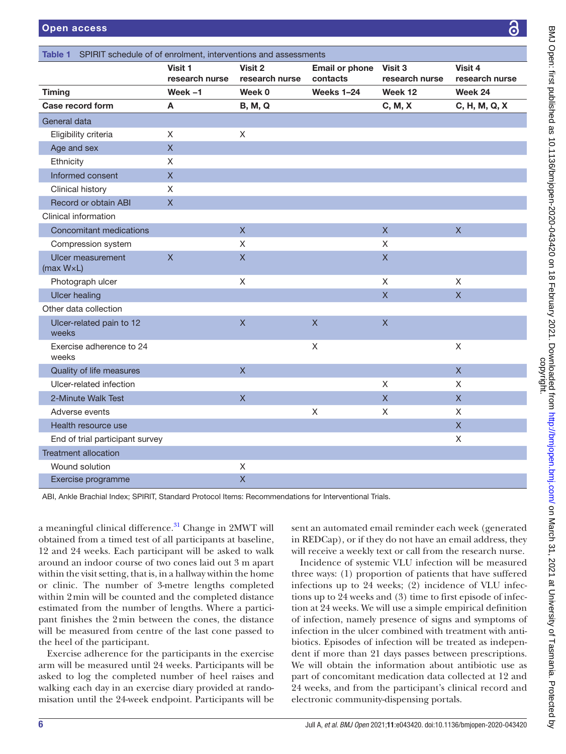**Table 1** SPIRIT schedule of of enrolment, interventions and assessments

| | Visit 1 research nurse | Visit 2 research nurse | Email or phone contacts | Visit 3 research nurse | Visit 4 research nurse |
|---|---|---|---|---|---|
| **Timing** | **Week −1** | **Week 0** | **Weeks 1–24** | **Week 12** | **Week 24** |
| **Case record form** | **A** | **B, M, Q** | | **C, M, X** | **C, H, M, Q, X** |
| General data | | | | | |
| Eligibility criteria | X | X | | | |
| Age and sex | X | | | | |
| Ethnicity | X | | | | |
| Informed consent | X | | | | |
| Clinical history | X | | | | |
| Record or obtain ABI | X | | | | |
| Clinical information | | | | | |
| Concomitant medications | | X | | X | X |
| Compression system | | X | | X | |
| Ulcer measurement (max W×L) | X | X | | X | |
| Photograph ulcer | | X | | X | X |
| Ulcer healing | | | | X | X |
| Other data collection | | | | | |
| Ulcer-related pain to 12 weeks | | X | X | X | |
| Exercise adherence to 24 weeks | | | X | | X |
| Quality of life measures | | X | | | X |
| Ulcer-related infection | | | | X | X |
| 2-Minute Walk Test | | X | | X | X |
| Adverse events | | | X | X | X |
| Health resource use | | | | | X |
| End of trial participant survey | | | | | X |
| Treatment allocation | | | | | |
| Wound solution | | X | | | |
| Exercise programme | | X | | | |

ABI, Ankle Brachial Index; SPIRIT, Standard Protocol Items: Recommendations for Interventional Trials.

a meaningful clinical difference.[31] Change in 2MWT will obtained from a timed test of all participants at baseline, 12 and 24 weeks. Each participant will be asked to walk around an indoor course of two cones laid out 3 m apart within the visit setting, that is, in a hallway within the home or clinic. The number of 3-metre lengths completed within 2 min will be counted and the completed distance estimated from the number of lengths. Where a participant finishes the 2 min between the cones, the distance will be measured from centre of the last cone passed to the heel of the participant.

Exercise adherence for the participants in the exercise arm will be measured until 24 weeks. Participants will be asked to log the completed number of heel raises and walking each day in an exercise diary provided at randomisation until the 24-week endpoint. Participants will be sent an automated email reminder each week (generated in REDCap), or if they do not have an email address, they will receive a weekly text or call from the research nurse.

Incidence of systemic VLU infection will be measured three ways: (1) proportion of patients that have suffered infections up to 24 weeks; (2) incidence of VLU infections up to 24 weeks and (3) time to first episode of infection at 24 weeks. We will use a simple empirical definition of infection, namely presence of signs and symptoms of infection in the ulcer combined with treatment with antibiotics. Episodes of infection will be treated as independent if more than 21 days passes between prescriptions. We will obtain the information about antibiotic use as part of concomitant medication data collected at 12 and 24 weeks, and from the participant's clinical record and electronic community-dispensing portals.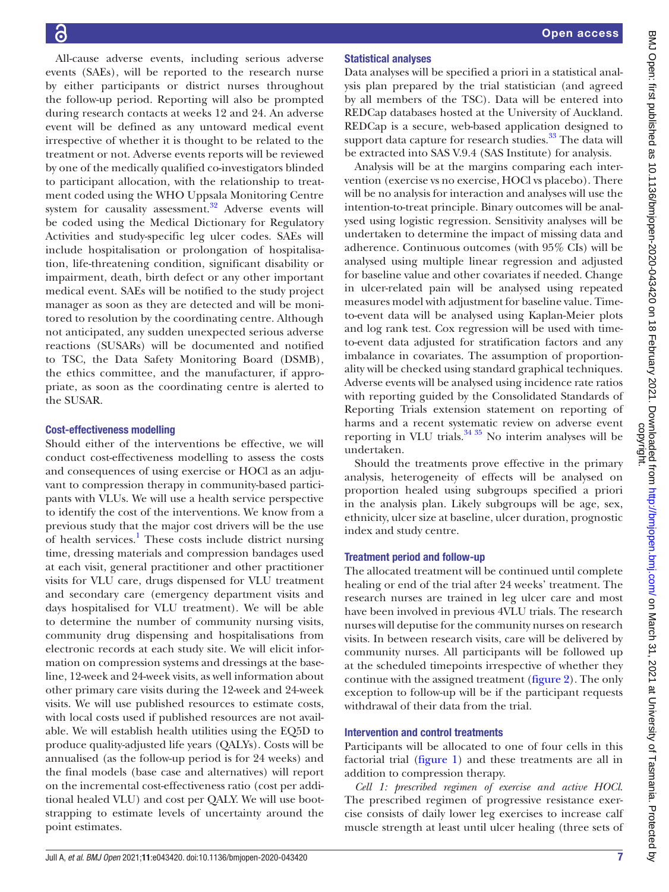All-cause adverse events, including serious adverse events (SAEs), will be reported to the research nurse by either participants or district nurses throughout the follow-up period. Reporting will also be prompted during research contacts at weeks 12 and 24. An adverse event will be defined as any untoward medical event irrespective of whether it is thought to be related to the treatment or not. Adverse events reports will be reviewed by one of the medically qualified co-investigators blinded to participant allocation, with the relationship to treatment coded using the WHO Uppsala Monitoring Centre system for causality assessment.[32] Adverse events will be coded using the Medical Dictionary for Regulatory Activities and study-specific leg ulcer codes. SAEs will include hospitalisation or prolongation of hospitalisation, life-threatening condition, significant disability or impairment, death, birth defect or any other important medical event. SAEs will be notified to the study project manager as soon as they are detected and will be monitored to resolution by the coordinating centre. Although not anticipated, any sudden unexpected serious adverse reactions (SUSARs) will be documented and notified to TSC, the Data Safety Monitoring Board (DSMB), the ethics committee, and the manufacturer, if appropriate, as soon as the coordinating centre is alerted to the SUSAR.

### Cost-effectiveness modelling

Should either of the interventions be effective, we will conduct cost-effectiveness modelling to assess the costs and consequences of using exercise or HOCl as an adjuvant to compression therapy in community-based participants with VLUs. We will use a health service perspective to identify the cost of the interventions. We know from a previous study that the major cost drivers will be the use of health services.[1] These costs include district nursing time, dressing materials and compression bandages used at each visit, general practitioner and other practitioner visits for VLU care, drugs dispensed for VLU treatment and secondary care (emergency department visits and days hospitalised for VLU treatment). We will be able to determine the number of community nursing visits, community drug dispensing and hospitalisations from electronic records at each study site. We will elicit information on compression systems and dressings at the baseline, 12-week and 24-week visits, as well information about other primary care visits during the 12-week and 24-week visits. We will use published resources to estimate costs, with local costs used if published resources are not available. We will establish health utilities using the EQ5D to produce quality-adjusted life years (QALYs). Costs will be annualised (as the follow-up period is for 24 weeks) and the final models (base case and alternatives) will report on the incremental cost-effectiveness ratio (cost per additional healed VLU) and cost per QALY. We will use bootstrapping to estimate levels of uncertainty around the point estimates.

### Statistical analyses

Data analyses will be specified a priori in a statistical analysis plan prepared by the trial statistician (and agreed by all members of the TSC). Data will be entered into REDCap databases hosted at the University of Auckland. REDCap is a secure, web-based application designed to support data capture for research studies.[33] The data will be extracted into SAS V.9.4 (SAS Institute) for analysis.

Analysis will be at the margins comparing each intervention (exercise vs no exercise, HOCl vs placebo). There will be no analysis for interaction and analyses will use the intention-to-treat principle. Binary outcomes will be analysed using logistic regression. Sensitivity analyses will be undertaken to determine the impact of missing data and adherence. Continuous outcomes (with 95% CIs) will be analysed using multiple linear regression and adjusted for baseline value and other covariates if needed. Change in ulcer-related pain will be analysed using repeated measures model with adjustment for baseline value. Time-to-event data will be analysed using Kaplan-Meier plots and log rank test. Cox regression will be used with time-to-event data adjusted for stratification factors and any imbalance in covariates. The assumption of proportionality will be checked using standard graphical techniques. Adverse events will be analysed using incidence rate ratios with reporting guided by the Consolidated Standards of Reporting Trials extension statement on reporting of harms and a recent systematic review on adverse event reporting in VLU trials.[34,35] No interim analyses will be undertaken.

Should the treatments prove effective in the primary analysis, heterogeneity of effects will be analysed on proportion healed using subgroups specified a priori in the analysis plan. Likely subgroups will be age, sex, ethnicity, ulcer size at baseline, ulcer duration, prognostic index and study centre.

### Treatment period and follow-up

The allocated treatment will be continued until complete healing or end of the trial after 24 weeks' treatment. The research nurses are trained in leg ulcer care and most have been involved in previous 4VLU trials. The research nurses will deputise for the community nurses on research visits. In between research visits, care will be delivered by community nurses. All participants will be followed up at the scheduled timepoints irrespective of whether they continue with the assigned treatment (figure 2). The only exception to follow-up will be if the participant requests withdrawal of their data from the trial.

### Intervention and control treatments

Participants will be allocated to one of four cells in this factorial trial (figure 1) and these treatments are all in addition to compression therapy.

*Cell 1: prescribed regimen of exercise and active HOCl.* The prescribed regimen of progressive resistance exercise consists of daily lower leg exercises to increase calf muscle strength at least until ulcer healing (three sets of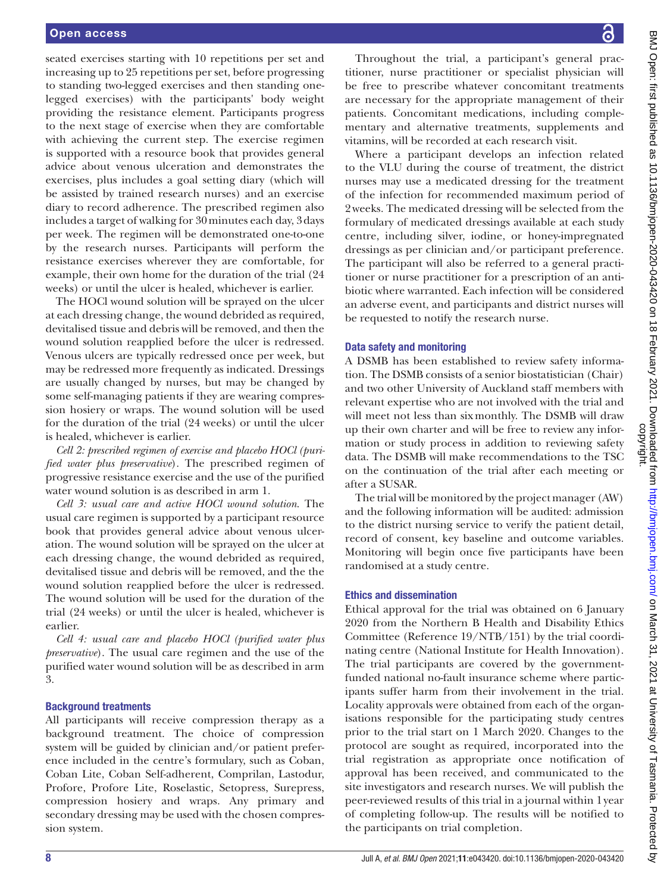seated exercises starting with 10 repetitions per set and increasing up to 25 repetitions per set, before progressing to standing two-legged exercises and then standing one-legged exercises) with the participants' body weight providing the resistance element. Participants progress to the next stage of exercise when they are comfortable with achieving the current step. The exercise regimen is supported with a resource book that provides general advice about venous ulceration and demonstrates the exercises, plus includes a goal setting diary (which will be assisted by trained research nurses) and an exercise diary to record adherence. The prescribed regimen also includes a target of walking for 30 minutes each day, 3 days per week. The regimen will be demonstrated one-to-one by the research nurses. Participants will perform the resistance exercises wherever they are comfortable, for example, their own home for the duration of the trial (24 weeks) or until the ulcer is healed, whichever is earlier.

The HOCl wound solution will be sprayed on the ulcer at each dressing change, the wound debrided as required, devitalised tissue and debris will be removed, and then the wound solution reapplied before the ulcer is redressed. Venous ulcers are typically redressed once per week, but may be redressed more frequently as indicated. Dressings are usually changed by nurses, but may be changed by some self-managing patients if they are wearing compression hosiery or wraps. The wound solution will be used for the duration of the trial (24 weeks) or until the ulcer is healed, whichever is earlier.

*Cell 2: prescribed regimen of exercise and placebo HOCl (purified water plus preservative)*. The prescribed regimen of progressive resistance exercise and the use of the purified water wound solution is as described in arm 1.

*Cell 3: usual care and active HOCl wound solution*. The usual care regimen is supported by a participant resource book that provides general advice about venous ulceration. The wound solution will be sprayed on the ulcer at each dressing change, the wound debrided as required, devitalised tissue and debris will be removed, and the the wound solution reapplied before the ulcer is redressed. The wound solution will be used for the duration of the trial (24 weeks) or until the ulcer is healed, whichever is earlier.

*Cell 4: usual care and placebo HOCl (purified water plus preservative)*. The usual care regimen and the use of the purified water wound solution will be as described in arm 3.

### Background treatments

All participants will receive compression therapy as a background treatment. The choice of compression system will be guided by clinician and/or patient preference included in the centre's formulary, such as Coban, Coban Lite, Coban Self-adherent, Comprilan, Lastodur, Profore, Profore Lite, Roselastic, Setopress, Surepress, compression hosiery and wraps. Any primary and secondary dressing may be used with the chosen compression system.

Throughout the trial, a participant's general practitioner, nurse practitioner or specialist physician will be free to prescribe whatever concomitant treatments are necessary for the appropriate management of their patients. Concomitant medications, including complementary and alternative treatments, supplements and vitamins, will be recorded at each research visit.

Where a participant develops an infection related to the VLU during the course of treatment, the district nurses may use a medicated dressing for the treatment of the infection for recommended maximum period of 2 weeks. The medicated dressing will be selected from the formulary of medicated dressings available at each study centre, including silver, iodine, or honey-impregnated dressings as per clinician and/or participant preference. The participant will also be referred to a general practitioner or nurse practitioner for a prescription of an antibiotic where warranted. Each infection will be considered an adverse event, and participants and district nurses will be requested to notify the research nurse.

### Data safety and monitoring

A DSMB has been established to review safety information. The DSMB consists of a senior biostatistician (Chair) and two other University of Auckland staff members with relevant expertise who are not involved with the trial and will meet not less than six monthly. The DSMB will draw up their own charter and will be free to review any information or study process in addition to reviewing safety data. The DSMB will make recommendations to the TSC on the continuation of the trial after each meeting or after a SUSAR.

The trial will be monitored by the project manager (AW) and the following information will be audited: admission to the district nursing service to verify the patient detail, record of consent, key baseline and outcome variables. Monitoring will begin once five participants have been randomised at a study centre.

### Ethics and dissemination

Ethical approval for the trial was obtained on 6 January 2020 from the Northern B Health and Disability Ethics Committee (Reference 19/NTB/151) by the trial coordinating centre (National Institute for Health Innovation). The trial participants are covered by the government-funded national no-fault insurance scheme where participants suffer harm from their involvement in the trial. Locality approvals were obtained from each of the organisations responsible for the participating study centres prior to the trial start on 1 March 2020. Changes to the protocol are sought as required, incorporated into the trial registration as appropriate once notification of approval has been received, and communicated to the site investigators and research nurses. We will publish the peer-reviewed results of this trial in a journal within 1 year of completing follow-up. The results will be notified to the participants on trial completion.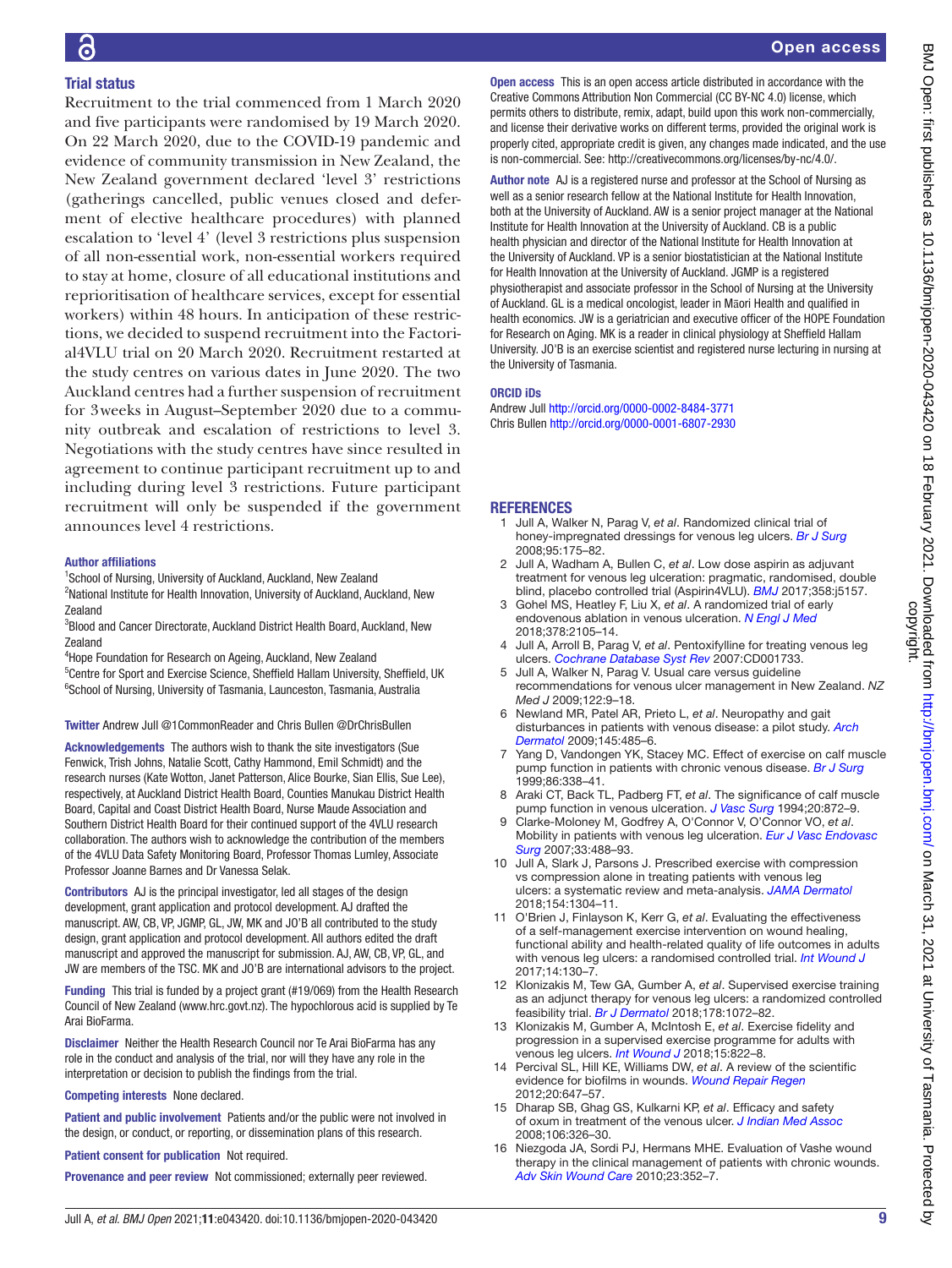## Trial status

Recruitment to the trial commenced from 1 March 2020 and five participants were randomised by 19 March 2020. On 22 March 2020, due to the COVID-19 pandemic and evidence of community transmission in New Zealand, the New Zealand government declared 'level 3' restrictions (gatherings cancelled, public venues closed and deferment of elective healthcare procedures) with planned escalation to 'level 4' (level 3 restrictions plus suspension of all non-essential work, non-essential workers required to stay at home, closure of all educational institutions and reprioritisation of healthcare services, except for essential workers) within 48 hours. In anticipation of these restrictions, we decided to suspend recruitment into the Factorial4VLU trial on 20 March 2020. Recruitment restarted at the study centres on various dates in June 2020. The two Auckland centres had a further suspension of recruitment for 3 weeks in August–September 2020 due to a community outbreak and escalation of restrictions to level 3. Negotiations with the study centres have since resulted in agreement to continue participant recruitment up to and including during level 3 restrictions. Future participant recruitment will only be suspended if the government announces level 4 restrictions.

#### Author affiliations

[1]School of Nursing, University of Auckland, Auckland, New Zealand
[2]National Institute for Health Innovation, University of Auckland, Auckland, New Zealand
[3]Blood and Cancer Directorate, Auckland District Health Board, Auckland, New Zealand
[4]Hope Foundation for Research on Ageing, Auckland, New Zealand
[5]Centre for Sport and Exercise Science, Sheffield Hallam University, Sheffield, UK
[6]School of Nursing, University of Tasmania, Launceston, Tasmania, Australia

**Twitter** Andrew Jull @1CommonReader and Chris Bullen @DrChrisBullen

**Acknowledgements** The authors wish to thank the site investigators (Sue Fenwick, Trish Johns, Natalie Scott, Cathy Hammond, Emil Schmidt) and the research nurses (Kate Wotton, Janet Patterson, Alice Bourke, Sian Ellis, Sue Lee), respectively, at Auckland District Health Board, Counties Manukau District Health Board, Capital and Coast District Health Board, Nurse Maude Association and Southern District Health Board for their continued support of the 4VLU research collaboration. The authors wish to acknowledge the contribution of the members of the 4VLU Data Safety Monitoring Board, Professor Thomas Lumley, Associate Professor Joanne Barnes and Dr Vanessa Selak.

**Contributors** AJ is the principal investigator, led all stages of the design development, grant application and protocol development. AJ drafted the manuscript. AW, CB, VP, JGMP, GL, JW, MK and JO'B all contributed to the study design, grant application and protocol development. All authors edited the draft manuscript and approved the manuscript for submission. AJ, AW, CB, VP, GL, and JW are members of the TSC. MK and JO'B are international advisors to the project.

**Funding** This trial is funded by a project grant (#19/069) from the Health Research Council of New Zealand (www.hrc.govt.nz). The hypochlorous acid is supplied by Te Arai BioFarma.

**Disclaimer** Neither the Health Research Council nor Te Arai BioFarma has any role in the conduct and analysis of the trial, nor will they have any role in the interpretation or decision to publish the findings from the trial.

**Competing interests** None declared.

**Patient and public involvement** Patients and/or the public were not involved in the design, or conduct, or reporting, or dissemination plans of this research.

**Patient consent for publication** Not required.

**Provenance and peer review** Not commissioned; externally peer reviewed.

**Open access** This is an open access article distributed in accordance with the Creative Commons Attribution Non Commercial (CC BY-NC 4.0) license, which permits others to distribute, remix, adapt, build upon this work non-commercially, and license their derivative works on different terms, provided the original work is properly cited, appropriate credit is given, any changes made indicated, and the use is non-commercial. See: http://creativecommons.org/licenses/by-nc/4.0/.

**Author note** AJ is a registered nurse and professor at the School of Nursing as well as a senior research fellow at the National Institute for Health Innovation, both at the University of Auckland. AW is a senior project manager at the National Institute for Health Innovation at the University of Auckland. CB is a public health physician and director of the National Institute for Health Innovation at the University of Auckland. VP is a senior biostatistician at the National Institute for Health Innovation at the University of Auckland. JGMP is a registered physiotherapist and associate professor in the School of Nursing at the University of Auckland. GL is a medical oncologist, leader in Māori Health and qualified in health economics. JW is a geriatrician and executive officer of the HOPE Foundation for Research on Aging. MK is a reader in clinical physiology at Sheffield Hallam University. JO'B is an exercise scientist and registered nurse lecturing in nursing at the University of Tasmania.

#### ORCID iDs

Andrew Jull http://orcid.org/0000-0002-8484-3771
Chris Bullen http://orcid.org/0000-0001-6807-2930

## REFERENCES

1. Jull A, Walker N, Parag V, *et al*. Randomized clinical trial of honey-impregnated dressings for venous leg ulcers. *Br J Surg* 2008;95:175–82.
2. Jull A, Wadham A, Bullen C, *et al*. Low dose aspirin as adjuvant treatment for venous leg ulceration: pragmatic, randomised, double blind, placebo controlled trial (Aspirin4VLU). *BMJ* 2017;358:j5157.
3. Gohel MS, Heatley F, Liu X, *et al*. A randomized trial of early endovenous ablation in venous ulceration. *N Engl J Med* 2018;378:2105–14.
4. Jull A, Arroll B, Parag V, *et al*. Pentoxifylline for treating venous leg ulcers. *Cochrane Database Syst Rev* 2007:CD001733.
5. Jull A, Walker N, Parag V. Usual care versus guideline recommendations for venous ulcer management in New Zealand. *NZ Med J* 2009;122:9–18.
6. Newland MR, Patel AR, Prieto L, *et al*. Neuropathy and gait disturbances in patients with venous disease: a pilot study. *Arch Dermatol* 2009;145:485–6.
7. Yang D, Vandongen YK, Stacey MC. Effect of exercise on calf muscle pump function in patients with chronic venous disease. *Br J Surg* 1999;86:338–41.
8. Araki CT, Back TL, Padberg FT, *et al*. The significance of calf muscle pump function in venous ulceration. *J Vasc Surg* 1994;20:872–9.
9. Clarke-Moloney M, Godfrey A, O'Connor V, O'Connor VO, *et al*. Mobility in patients with venous leg ulceration. *Eur J Vasc Endovasc Surg* 2007;33:488–93.
10. Jull A, Slark J, Parsons J. Prescribed exercise with compression vs compression alone in treating patients with venous leg ulcers: a systematic review and meta-analysis. *JAMA Dermatol* 2018;154:1304–11.
11. O'Brien J, Finlayson K, Kerr G, *et al*. Evaluating the effectiveness of a self-management exercise intervention on wound healing, functional ability and health-related quality of life outcomes in adults with venous leg ulcers: a randomised controlled trial. *Int Wound J* 2017;14:130–7.
12. Klonizakis M, Tew GA, Gumber A, *et al*. Supervised exercise training as an adjunct therapy for venous leg ulcers: a randomized controlled feasibility trial. *Br J Dermatol* 2018;178:1072–82.
13. Klonizakis M, Gumber A, McIntosh E, *et al*. Exercise fidelity and progression in a supervised exercise programme for adults with venous leg ulcers. *Int Wound J* 2018;15:822–8.
14. Percival SL, Hill KE, Williams DW, *et al*. A review of the scientific evidence for biofilms in wounds. *Wound Repair Regen* 2012;20:647–57.
15. Dharap SB, Ghag GS, Kulkarni KP, *et al*. Efficacy and safety of oxum in treatment of the venous ulcer. *J Indian Med Assoc* 2008;106:326–30.
16. Niezgoda JA, Sordi PJ, Hermans MHE. Evaluation of Vashe wound therapy in the clinical management of patients with chronic wounds. *Adv Skin Wound Care* 2010;23:352–7.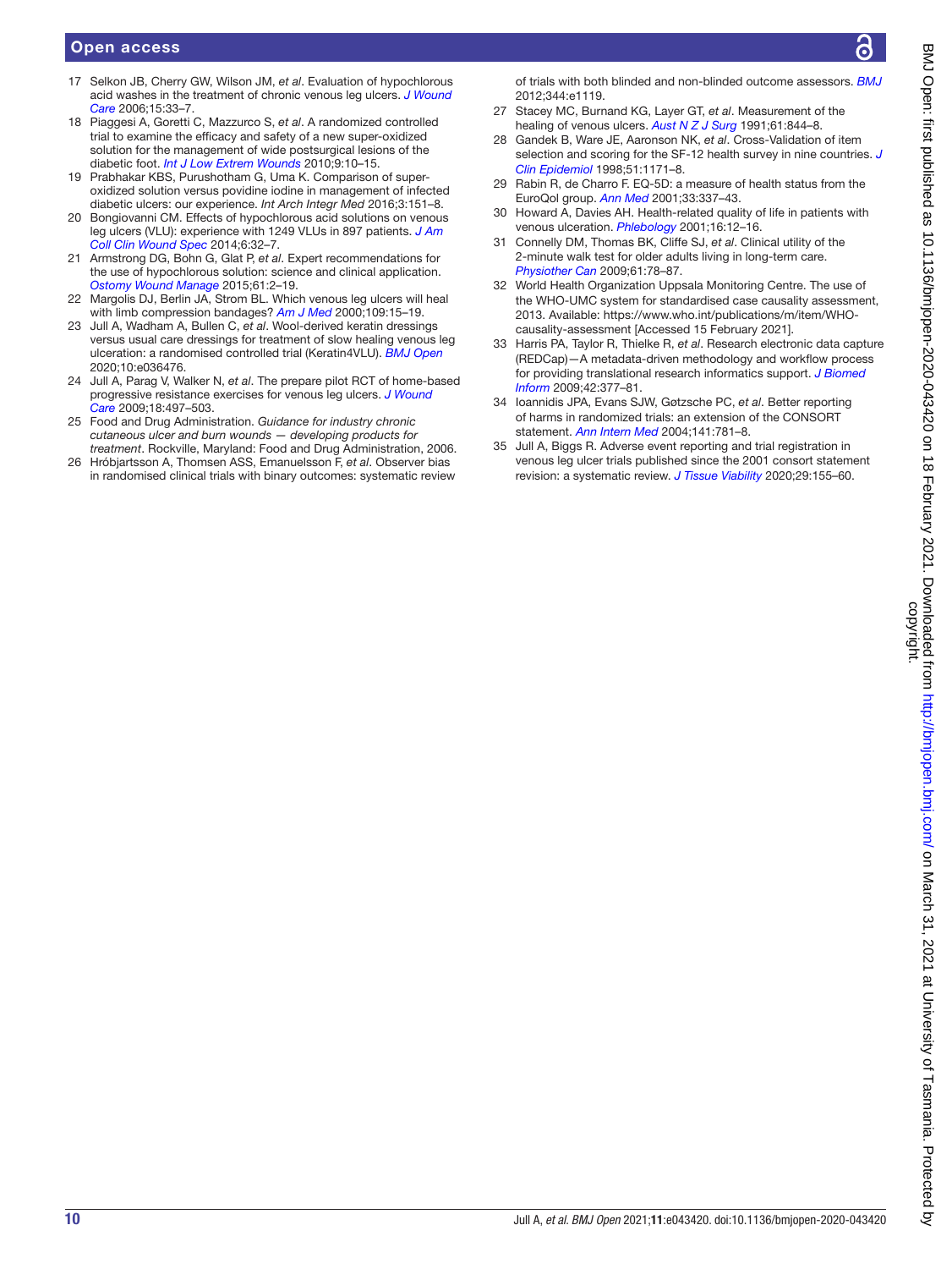17 Selkon JB, Cherry GW, Wilson JM, *et al*. Evaluation of hypochlorous acid washes in the treatment of chronic venous leg ulcers. *J Wound Care* 2006;15:33–7.
18 Piaggesi A, Goretti C, Mazzurco S, *et al*. A randomized controlled trial to examine the efficacy and safety of a new super-oxidized solution for the management of wide postsurgical lesions of the diabetic foot. *Int J Low Extrem Wounds* 2010;9:10–15.
19 Prabhakar KBS, Purushotham G, Uma K. Comparison of super-oxidized solution versus povidine iodine in management of infected diabetic ulcers: our experience. *Int Arch Integr Med* 2016;3:151–8.
20 Bongiovanni CM. Effects of hypochlorous acid solutions on venous leg ulcers (VLU): experience with 1249 VLUs in 897 patients. *J Am Coll Clin Wound Spec* 2014;6:32–7.
21 Armstrong DG, Bohn G, Glat P, *et al*. Expert recommendations for the use of hypochlorous solution: science and clinical application. *Ostomy Wound Manage* 2015;61:2–19.
22 Margolis DJ, Berlin JA, Strom BL. Which venous leg ulcers will heal with limb compression bandages? *Am J Med* 2000;109:15–19.
23 Jull A, Wadham A, Bullen C, *et al*. Wool-derived keratin dressings versus usual care dressings for treatment of slow healing venous leg ulceration: a randomised controlled trial (Keratin4VLU). *BMJ Open* 2020;10:e036476.
24 Jull A, Parag V, Walker N, *et al*. The prepare pilot RCT of home-based progressive resistance exercises for venous leg ulcers. *J Wound Care* 2009;18:497–503.
25 Food and Drug Administration. *Guidance for industry chronic cutaneous ulcer and burn wounds — developing products for treatment*. Rockville, Maryland: Food and Drug Administration, 2006.
26 Hróbjartsson A, Thomsen ASS, Emanuelsson F, *et al*. Observer bias in randomised clinical trials with binary outcomes: systematic review of trials with both blinded and non-blinded outcome assessors. *BMJ* 2012;344:e1119.
27 Stacey MC, Burnand KG, Layer GT, *et al*. Measurement of the healing of venous ulcers. *Aust N Z J Surg* 1991;61:844–8.
28 Gandek B, Ware JE, Aaronson NK, *et al*. Cross-Validation of item selection and scoring for the SF-12 health survey in nine countries. *J Clin Epidemiol* 1998;51:1171–8.
29 Rabin R, de Charro F. EQ-5D: a measure of health status from the EuroQol group. *Ann Med* 2001;33:337–43.
30 Howard A, Davies AH. Health-related quality of life in patients with venous ulceration. *Phlebology* 2001;16:12–16.
31 Connelly DM, Thomas BK, Cliffe SJ, *et al*. Clinical utility of the 2-minute walk test for older adults living in long-term care. *Physiother Can* 2009;61:78–87.
32 World Health Organization Uppsala Monitoring Centre. The use of the WHO-UMC system for standardised case causality assessment, 2013. Available: https://www.who.int/publications/m/item/WHO-causality-assessment [Accessed 15 February 2021].
33 Harris PA, Taylor R, Thielke R, *et al*. Research electronic data capture (REDCap)—A metadata-driven methodology and workflow process for providing translational research informatics support. *J Biomed Inform* 2009;42:377–81.
34 Ioannidis JPA, Evans SJW, Gøtzsche PC, *et al*. Better reporting of harms in randomized trials: an extension of the CONSORT statement. *Ann Intern Med* 2004;141:781–8.
35 Jull A, Biggs R. Adverse event reporting and trial registration in venous leg ulcer trials published since the 2001 consort statement revision: a systematic review. *J Tissue Viability* 2020;29:155–60.